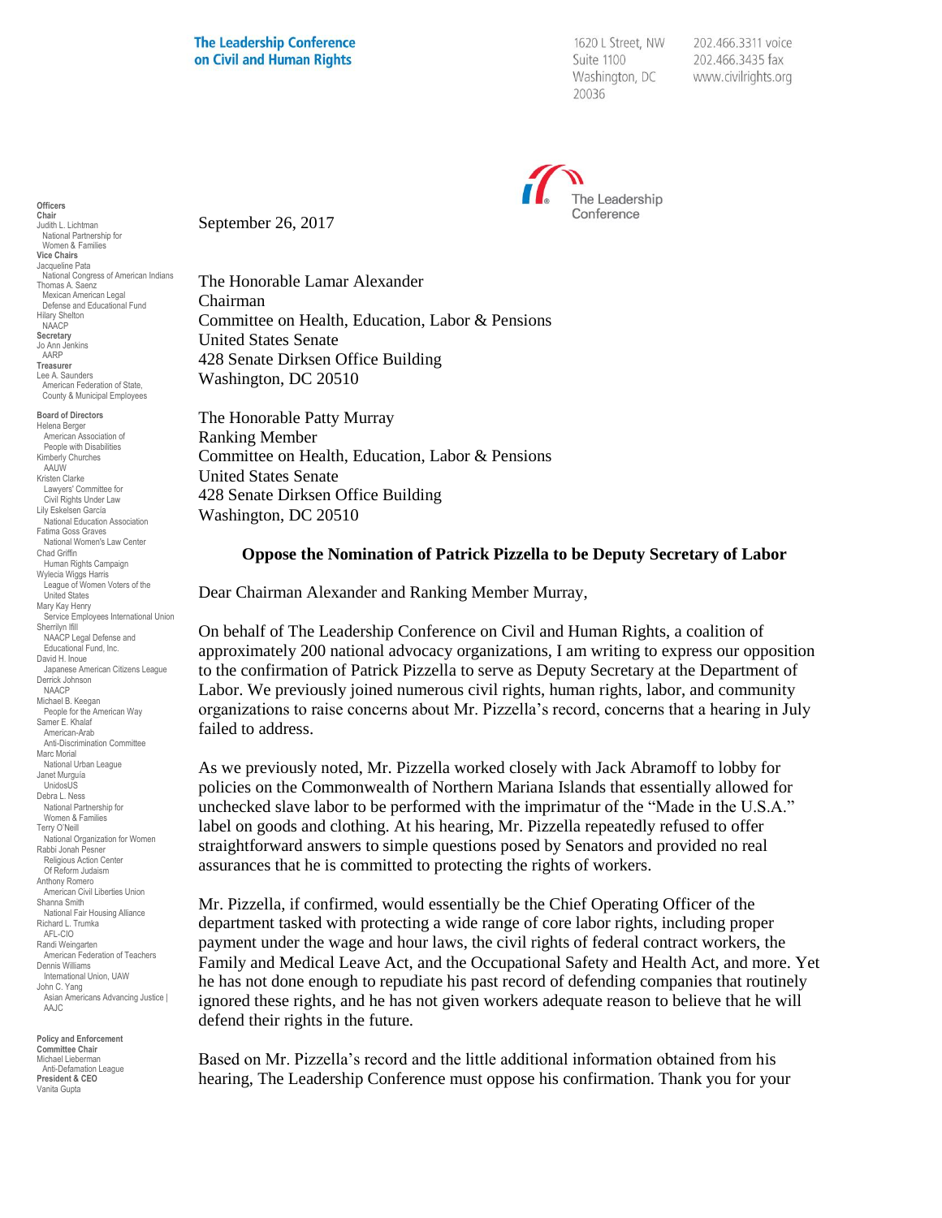**The Leadership Conference on Civil and Human Rights**

1620 L Street, NW
Suite 1100
Washington, DC
20036

202.466.3311 voice
202.466.3435 fax
www.civilrights.org

The Leadership Conference

**Officers**
**Chair**
Judith L. Lichtman
National Partnership for Women & Families
**Vice Chairs**
Jacqueline Pata
National Congress of American Indians
Thomas A. Saenz
Mexican American Legal Defense and Educational Fund
Hilary Shelton
NAACP
**Secretary**
Jo Ann Jenkins
AARP
**Treasurer**
Lee A. Saunders
American Federation of State, County & Municipal Employees

**Board of Directors**
Helena Berger
American Association of People with Disabilities
Kimberly Churches
AAUW
Kristen Clarke
Lawyers' Committee for Civil Rights Under Law
Lily Eskelsen García
National Education Association
Fatima Goss Graves
National Women's Law Center
Chad Griffin
Human Rights Campaign
Wylecia Wiggs Harris
League of Women Voters of the United States
Mary Kay Henry
Service Employees International Union
Sherrilyn Ifill
NAACP Legal Defense and Educational Fund, Inc.
David H. Inoue
Japanese American Citizens League
Derrick Johnson
NAACP
Michael B. Keegan
People for the American Way
Samer E. Khalaf
American-Arab Anti-Discrimination Committee
Marc Morial
National Urban League
Janet Murguía
UnidosUS
Debra L. Ness
National Partnership for Women & Families
Terry O'Neill
National Organization for Women
Rabbi Jonah Pesner
Religious Action Center Of Reform Judaism
Anthony Romero
American Civil Liberties Union
Shanna Smith
National Fair Housing Alliance
Richard L. Trumka
AFL-CIO
Randi Weingarten
American Federation of Teachers
Dennis Williams
International Union, UAW
John C. Yang
Asian Americans Advancing Justice | AAJC

**Policy and Enforcement Committee Chair**
Michael Lieberman
Anti-Defamation League
**President & CEO**
Vanita Gupta

September 26, 2017

The Honorable Lamar Alexander
Chairman
Committee on Health, Education, Labor & Pensions
United States Senate
428 Senate Dirksen Office Building
Washington, DC 20510

The Honorable Patty Murray
Ranking Member
Committee on Health, Education, Labor & Pensions
United States Senate
428 Senate Dirksen Office Building
Washington, DC 20510

**Oppose the Nomination of Patrick Pizzella to be Deputy Secretary of Labor**

Dear Chairman Alexander and Ranking Member Murray,

On behalf of The Leadership Conference on Civil and Human Rights, a coalition of approximately 200 national advocacy organizations, I am writing to express our opposition to the confirmation of Patrick Pizzella to serve as Deputy Secretary at the Department of Labor. We previously joined numerous civil rights, human rights, labor, and community organizations to raise concerns about Mr. Pizzella's record, concerns that a hearing in July failed to address.

As we previously noted, Mr. Pizzella worked closely with Jack Abramoff to lobby for policies on the Commonwealth of Northern Mariana Islands that essentially allowed for unchecked slave labor to be performed with the imprimatur of the "Made in the U.S.A." label on goods and clothing. At his hearing, Mr. Pizzella repeatedly refused to offer straightforward answers to simple questions posed by Senators and provided no real assurances that he is committed to protecting the rights of workers.

Mr. Pizzella, if confirmed, would essentially be the Chief Operating Officer of the department tasked with protecting a wide range of core labor rights, including proper payment under the wage and hour laws, the civil rights of federal contract workers, the Family and Medical Leave Act, and the Occupational Safety and Health Act, and more. Yet he has not done enough to repudiate his past record of defending companies that routinely ignored these rights, and he has not given workers adequate reason to believe that he will defend their rights in the future.

Based on Mr. Pizzella's record and the little additional information obtained from his hearing, The Leadership Conference must oppose his confirmation. Thank you for your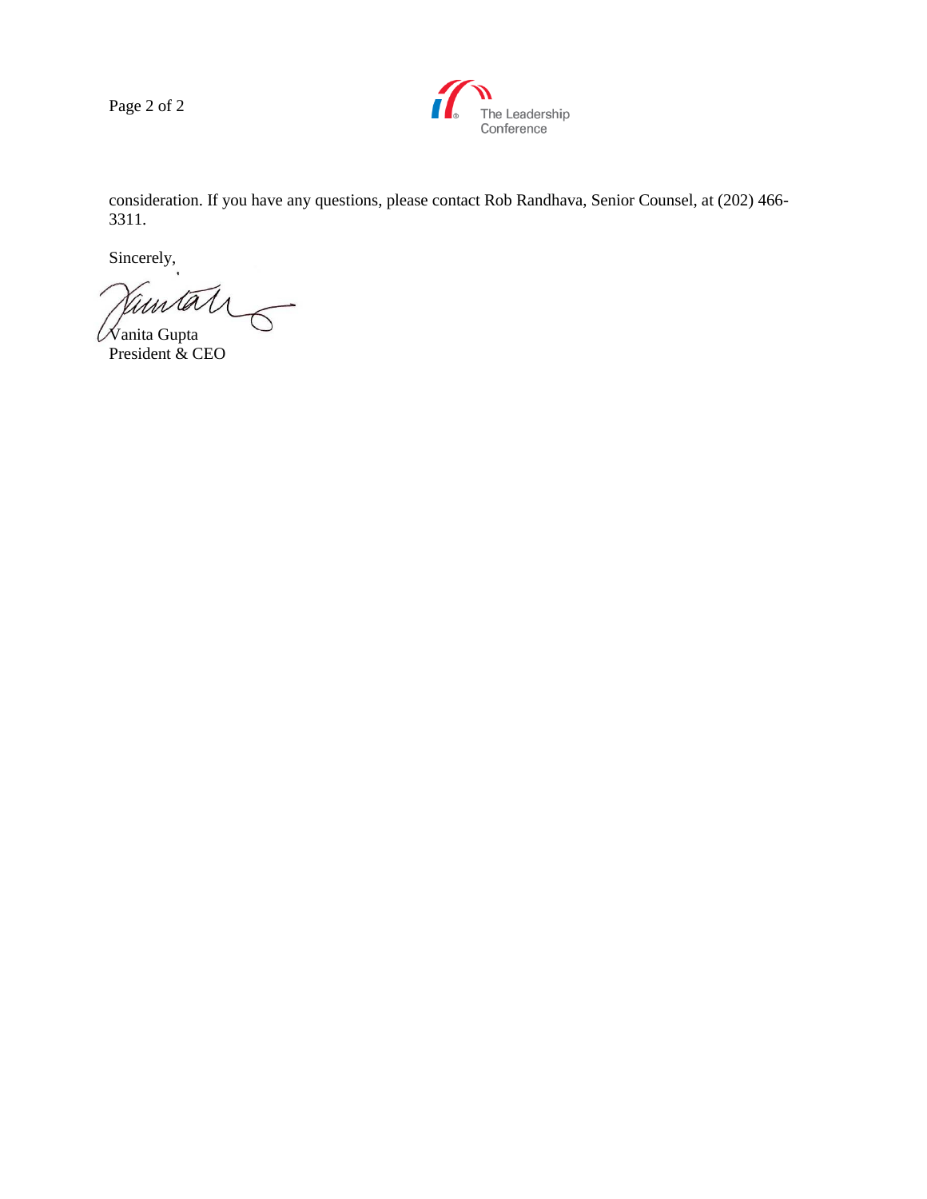consideration. If you have any questions, please contact Rob Randhava, Senior Counsel, at (202) 466-3311.

Sincerely,

Vanita Gupta
President & CEO